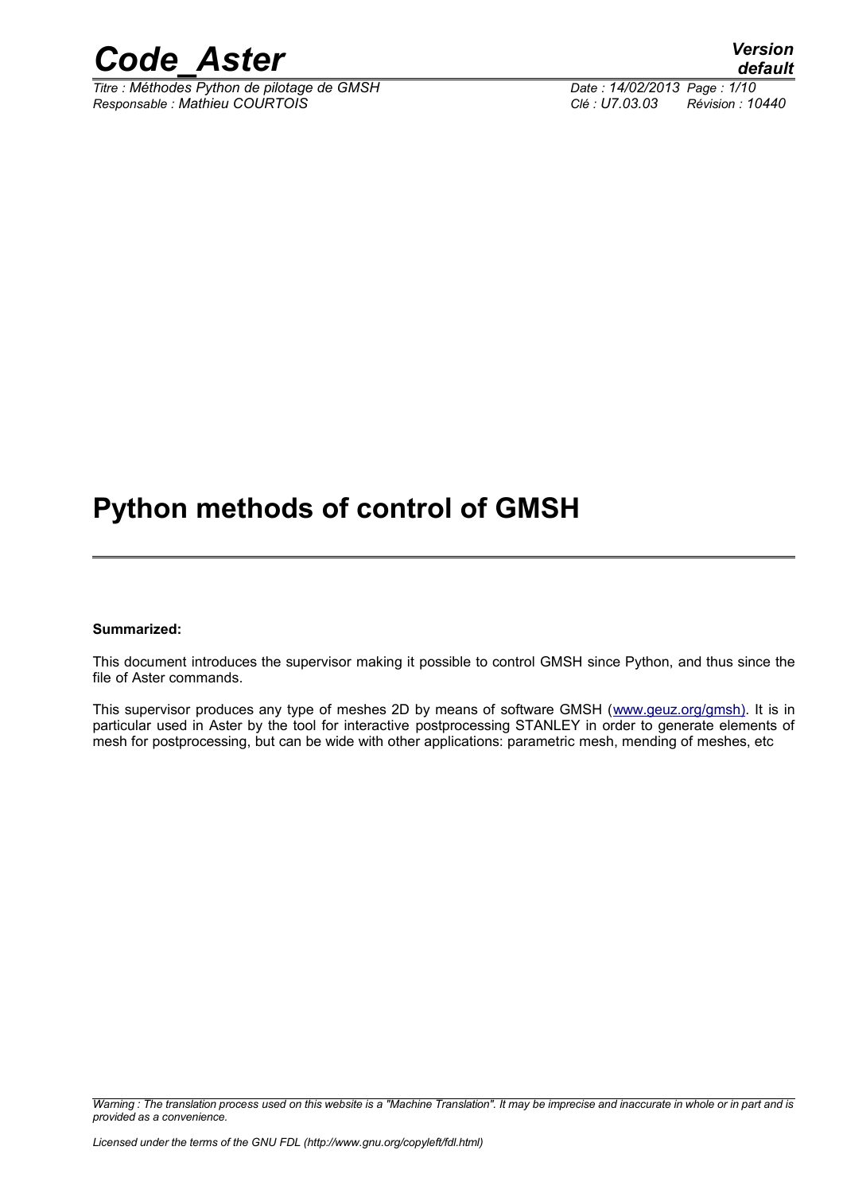# Python methods of control of GMSH

**Summarized:**

This document introduces the supervisor making it possible to control GMSH since Python, and thus since the file of Aster commands.

This supervisor produces any type of meshes 2D by means of software GMSH (www.geuz.org/gmsh). It is in particular used in Aster by the tool for interactive postprocessing STANLEY in order to generate elements of mesh for postprocessing, but can be wide with other applications: parametric mesh, mending of meshes, etc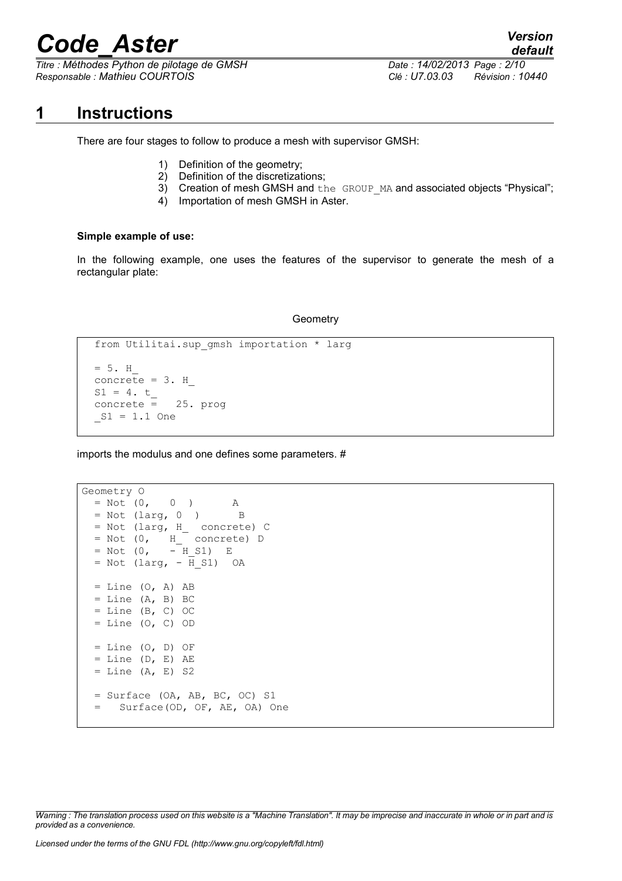# 1 Instructions

There are four stages to follow to produce a mesh with supervisor GMSH:

1) Definition of the geometry;
2) Definition of the discretizations;
3) Creation of mesh GMSH and the GROUP_MA and associated objects "Physical";
4) Importation of mesh GMSH in Aster.

**Simple example of use:**

In the following example, one uses the features of the supervisor to generate the mesh of a rectangular plate:

Geometry

```
from Utilitai.sup_gmsh importation * larg

= 5. H_
concrete = 3. H_
S1 = 4. t_
concrete =   25. prog
_S1 = 1.1 One
```

imports the modulus and one defines some parameters. #

```
Geometry O
  = Not (0,   0 )      A
  = Not (larg, 0  )      B
  = Not (larg, H_  concrete) C
  = Not (0,   H_  concrete) D
  = Not (0,   - H_S1)  E
  = Not (larg, - H_S1)  OA

  = Line (O, A) AB
  = Line (A, B) BC
  = Line (B, C) OC
  = Line (O, C) OD

  = Line (O, D) OF
  = Line (D, E) AE
  = Line (A, E) S2

  = Surface (OA, AB, BC, OC) S1
  =   Surface(OD, OF, AE, OA) One
```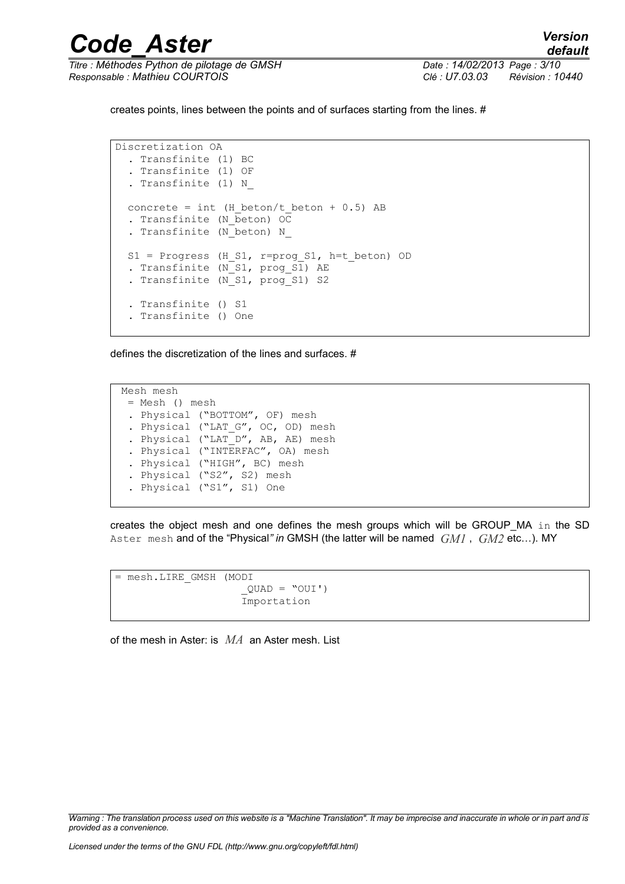creates points, lines between the points and of surfaces starting from the lines. #

```
Discretization OA
  . Transfinite (1) BC
  . Transfinite (1) OF
  . Transfinite (1) N_

  concrete = int (H_beton/t_beton + 0.5) AB
  . Transfinite (N_beton) OC
  . Transfinite (N_beton) N_

  S1 = Progress (H_S1, r=prog_S1, h=t_beton) OD
  . Transfinite (N_S1, prog_S1) AE
  . Transfinite (N_S1, prog_S1) S2

  . Transfinite () S1
  . Transfinite () One
```

defines the discretization of the lines and surfaces. #

```
Mesh mesh
 = Mesh () mesh
 . Physical ("BOTTOM", OF) mesh
 . Physical ("LAT_G", OC, OD) mesh
 . Physical ("LAT_D", AB, AE) mesh
 . Physical ("INTERFAC", OA) mesh
 . Physical ("HIGH", BC) mesh
 . Physical ("S2", S2) mesh
 . Physical ("S1", S1) One
```

creates the object mesh and one defines the mesh groups which will be GROUP_MA `in` the SD `Aster mesh` and of the "Physical*" in* GMSH (the latter will be named $GM1$, $GM2$ etc…). MY

```
= mesh.LIRE_GMSH (MODI
                    _QUAD = "OUI')
                    Importation
```

of the mesh in Aster: is $MA$ an Aster mesh. List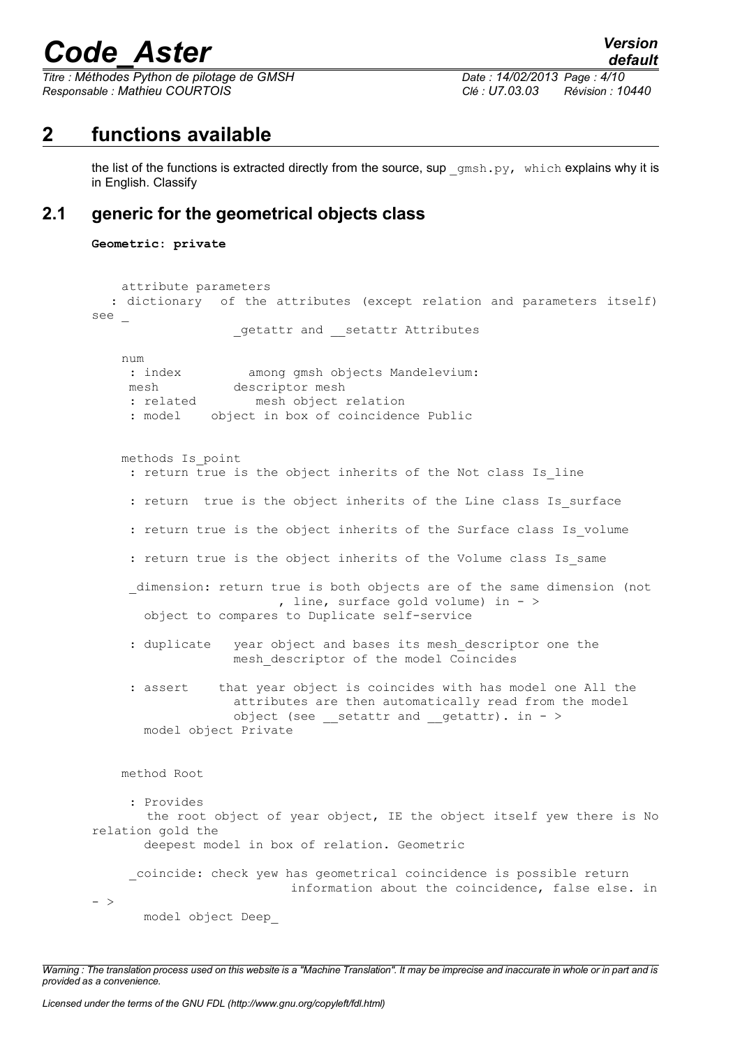## 2 functions available

the list of the functions is extracted directly from the source, sup `_gmsh.py, which` explains why it is in English. Classify

### 2.1 generic for the geometrical objects class

**Geometric: private**

```
    attribute parameters
   : dictionary   of the attributes (except relation and parameters itself)
see _
                 _getattr and __setattr Attributes

    num
     : index          among gmsh objects Mandelevium:
     mesh           descriptor mesh
     : related        mesh object relation
     : model    object in box of coincidence Public


    methods Is_point
     : return true is the object inherits of the Not class Is_line

     : return  true is the object inherits of the Line class Is_surface

     : return true is the object inherits of the Surface class Is_volume

     : return true is the object inherits of the Volume class Is_same

     _dimension: return true is both objects are of the same dimension (not
                       , line, surface gold volume) in - >
       object to compares to Duplicate self-service

     : duplicate   year object and bases its mesh_descriptor one the
                   mesh_descriptor of the model Coincides

     : assert    that year object is coincides with has model one All the
                   attributes are then automatically read from the model
                   object (see __setattr and __getattr). in - >
       model object Private


    method Root

      : Provides
        the root object of year object, IE the object itself yew there is No
relation gold the
        deepest model in box of relation. Geometric

      _coincide: check yew has geometrical coincidence is possible return
                           information about the coincidence, false else. in
- >
        model object Deep_
```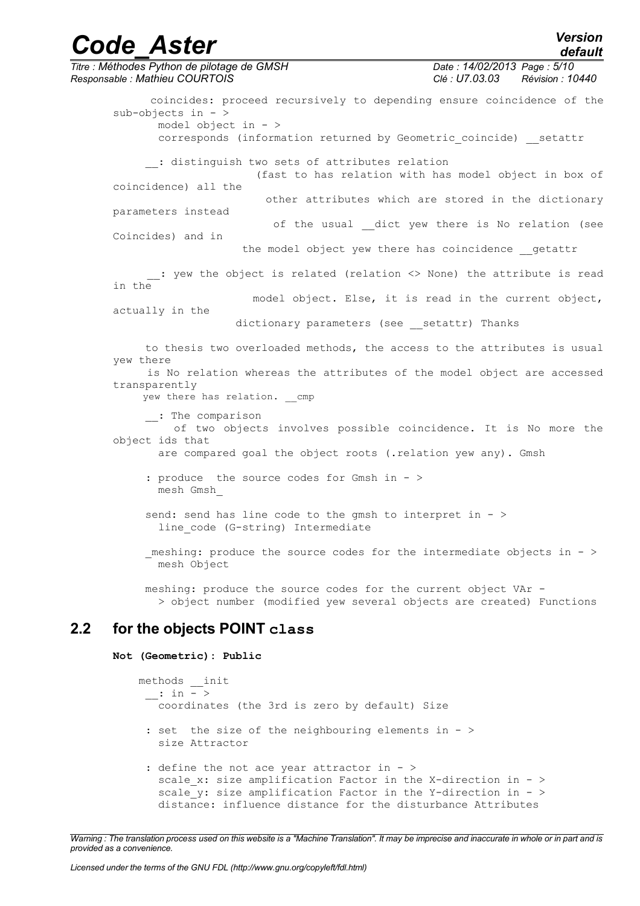coincides: proceed recursively to depending ensure coincidence of the sub-objects in - >
model object in - >
corresponds (information returned by Geometric_coincide) __setattr

__: distinguish two sets of attributes relation (fast to has relation with has model object in box of coincidence) all the other attributes which are stored in the dictionary parameters instead of the usual __dict yew there is No relation (see Coincides) and in the model object yew there has coincidence __getattr

__: yew the object is related (relation <> None) the attribute is read in the model object. Else, it is read in the current object, actually in the dictionary parameters (see __setattr) Thanks

to thesis two overloaded methods, the access to the attributes is usual yew there is No relation whereas the attributes of the model object are accessed transparently yew there has relation. __cmp

__: The comparison of two objects involves possible coincidence. It is No more the object ids that are compared goal the object roots (.relation yew any). Gmsh

: produce the source codes for Gmsh in - >
mesh Gmsh_

send: send has line code to the gmsh to interpret in - >
line_code (G-string) Intermediate

_meshing: produce the source codes for the intermediate objects in - >
mesh Object

meshing: produce the source codes for the current object VAr -
> object number (modified yew several objects are created) Functions

## 2.2 for the objects POINT class

**Not (Geometric): Public**

methods __init
__: in - >
coordinates (the 3rd is zero by default) Size

: set the size of the neighbouring elements in - >
size Attractor

: define the not ace year attractor in - >
scale_x: size amplification Factor in the X-direction in - >
scale_y: size amplification Factor in the Y-direction in - >
distance: influence distance for the disturbance Attributes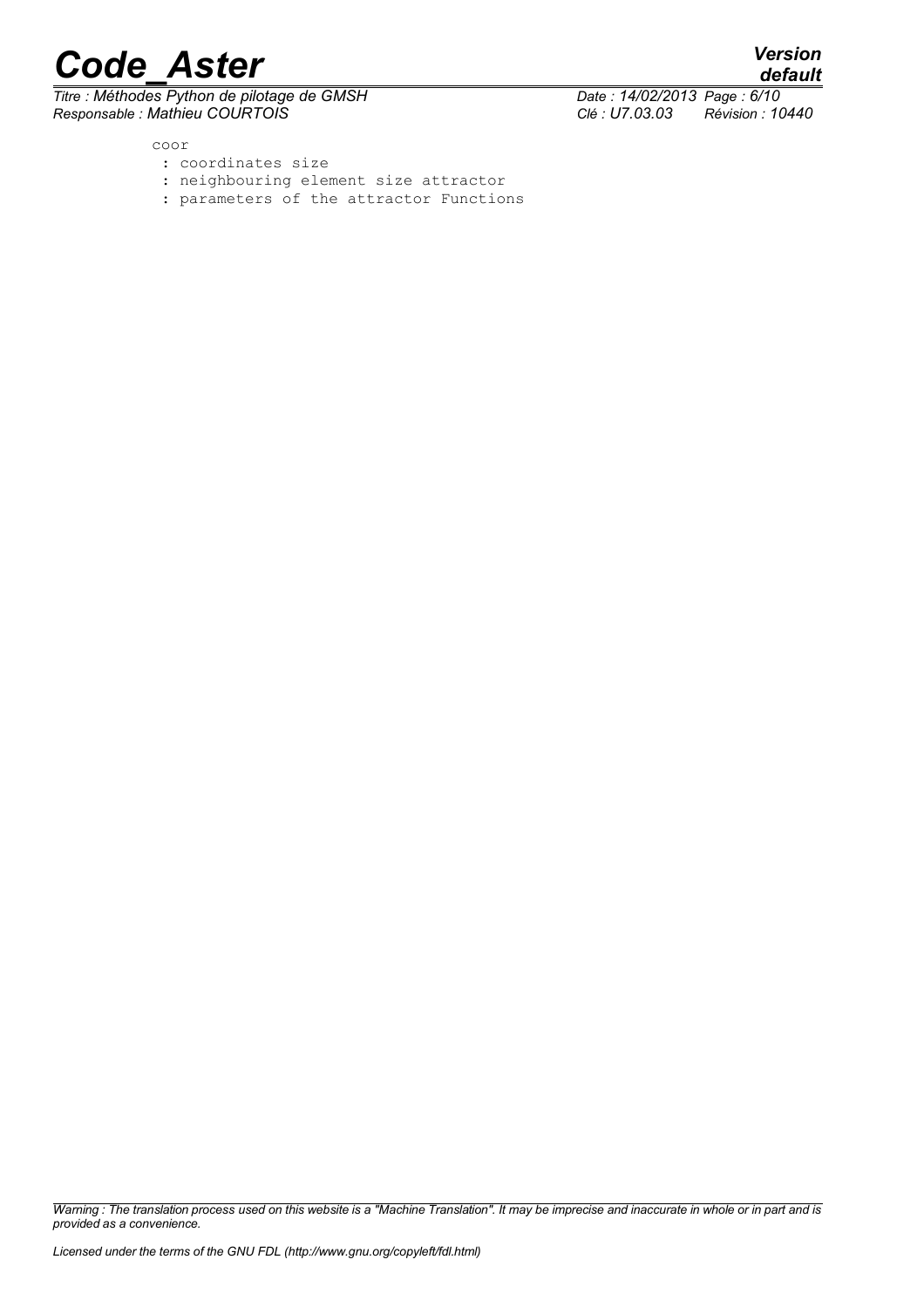```
coor
 : coordinates size
 : neighbouring element size attractor
 : parameters of the attractor Functions
```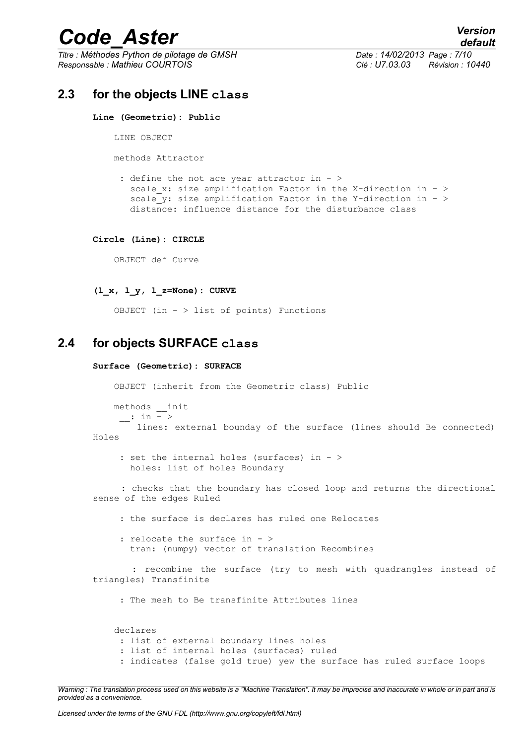## 2.3 for the objects LINE class

**Line (Geometric): Public**

```
LINE OBJECT

methods Attractor

 : define the not ace year attractor in - >
   scale_x: size amplification Factor in the X-direction in - >
   scale_y: size amplification Factor in the Y-direction in - >
   distance: influence distance for the disturbance class
```

**Circle (Line): CIRCLE**

```
OBJECT def Curve
```

**(l_x, l_y, l_z=None): CURVE**

```
OBJECT (in - > list of points) Functions
```

## 2.4 for objects SURFACE class

**Surface (Geometric): SURFACE**

```
OBJECT (inherit from the Geometric class) Public

methods __init
 __: in - >
     lines: external bounday of the surface (lines should Be connected)
Holes

  : set the internal holes (surfaces) in - >
    holes: list of holes Boundary

  : checks that the boundary has closed loop and returns the directional
sense of the edges Ruled

  : the surface is declares has ruled one Relocates

  : relocate the surface in - >
    tran: (numpy) vector of translation Recombines

  : recombine the surface (try to mesh with quadrangles instead of
triangles) Transfinite

  : The mesh to Be transfinite Attributes lines


declares
 : list of external boundary lines holes
 : list of internal holes (surfaces) ruled
 : indicates (false gold true) yew the surface has ruled surface loops
```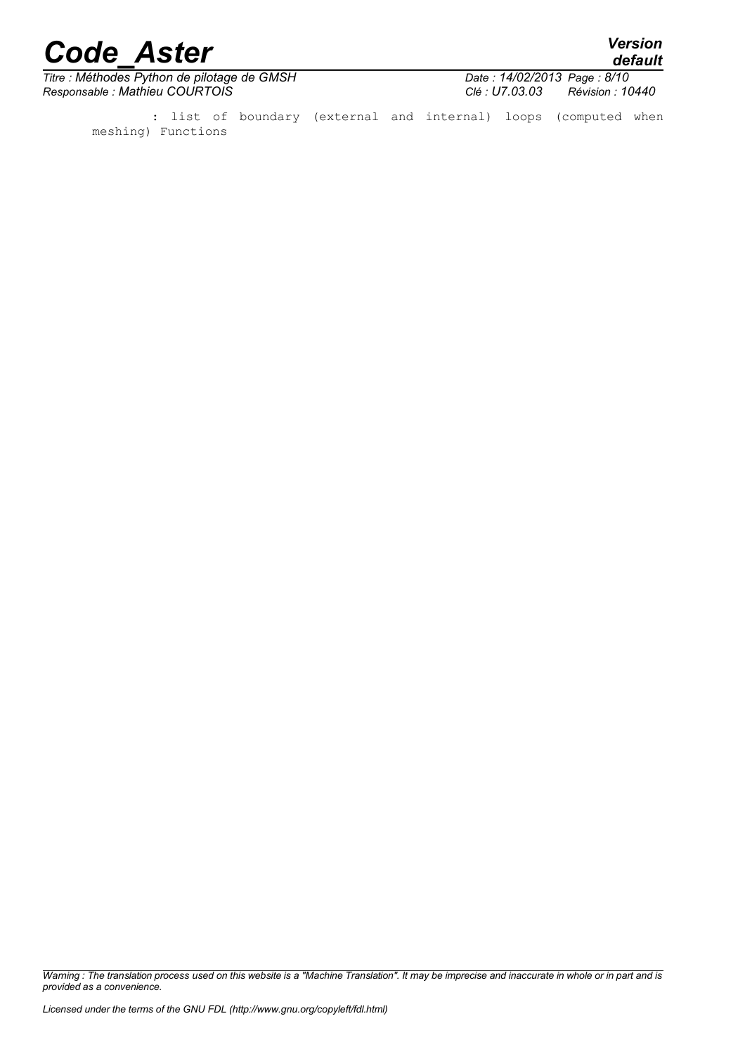: list of boundary (external and internal) loops (computed when meshing) Functions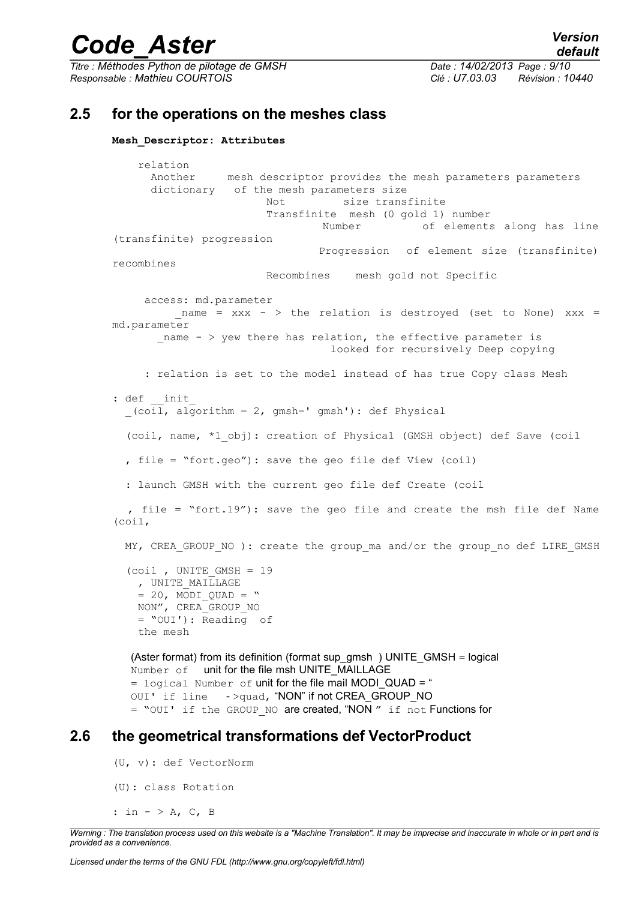## 2.5 for the operations on the meshes class

**Mesh_Descriptor: Attributes**

```
    relation
      Another     mesh descriptor provides the mesh parameters parameters
      dictionary   of the mesh parameters size
                        Not         size transfinite
                        Transfinite  mesh (0 gold 1) number
                                 Number          of elements along has line
(transfinite) progression
                                 Progression   of element size (transfinite)
recombines
                        Recombines    mesh gold not Specific

     access: md.parameter
          _name = xxx - > the relation is destroyed (set to None) xxx =
md.parameter
       _name - > yew there has relation, the effective parameter is
                                   looked for recursively Deep copying

     : relation is set to the model instead of has true Copy class Mesh

: def __init_
  _(coil, algorithm = 2, gmsh=' gmsh'): def Physical

  (coil, name, *l_obj): creation of Physical (GMSH object) def Save (coil

  , file = "fort.geo"): save the geo file def View (coil)

  : launch GMSH with the current geo file def Create (coil

   , file = "fort.19"): save the geo file and create the msh file def Name
(coil,

  MY, CREA_GROUP_NO ): create the group_ma and/or the group_no def LIRE_GMSH

  (coil , UNITE_GMSH = 19
    , UNITE_MAILLAGE
    = 20, MODI_QUAD = "
    NON", CREA_GROUP_NO
    = "OUI'): Reading  of
    the mesh
```

(Aster format) from its definition (format sup_gmsh ) UNITE_GMSH = logical Number of unit for the file msh UNITE_MAILLAGE = logical Number of unit for the file mail MODI_QUAD = " OUI' if line - >quad, "NON" if not CREA_GROUP_NO = "OUI' if the GROUP_NO are created, "NON " if not Functions for

## 2.6 the geometrical transformations def VectorProduct

```
(U, v): def VectorNorm

(U): class Rotation

: in - > A, C, B
```